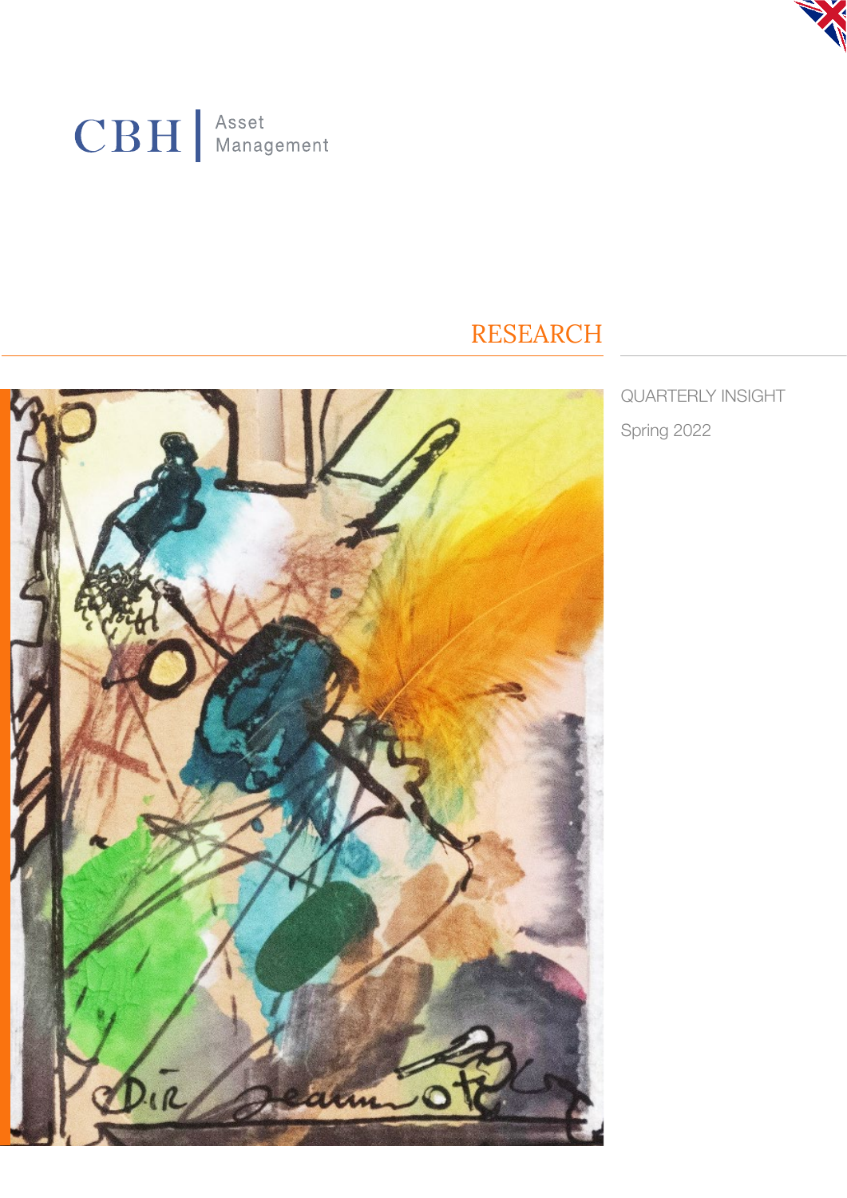CBH | Asset Management

# RESEARCH

QUARTERLY INSIGHT

Spring 2022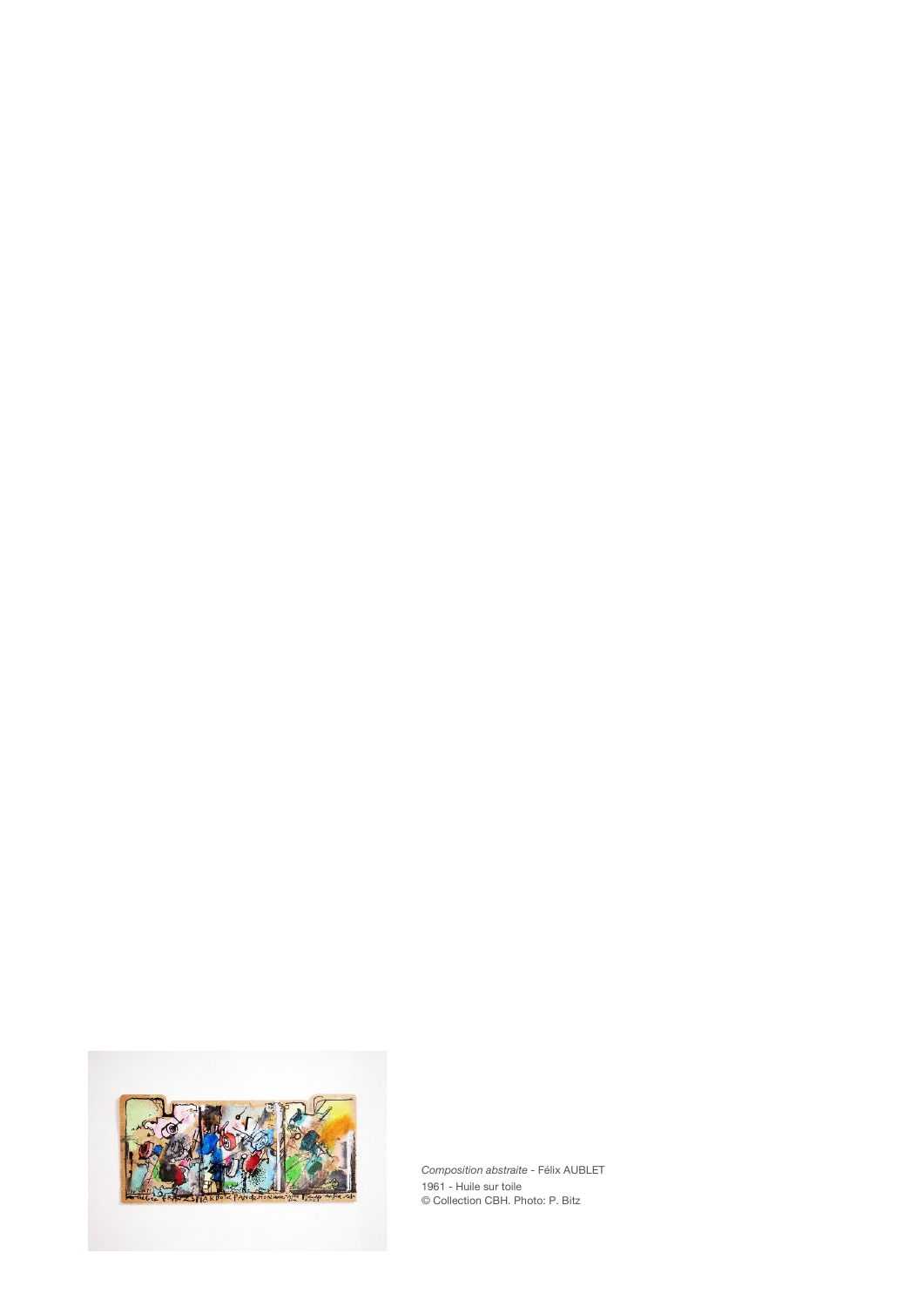*Composition abstraite* - Félix AUBLET
1961 - Huile sur toile
© Collection CBH. Photo: P. Bitz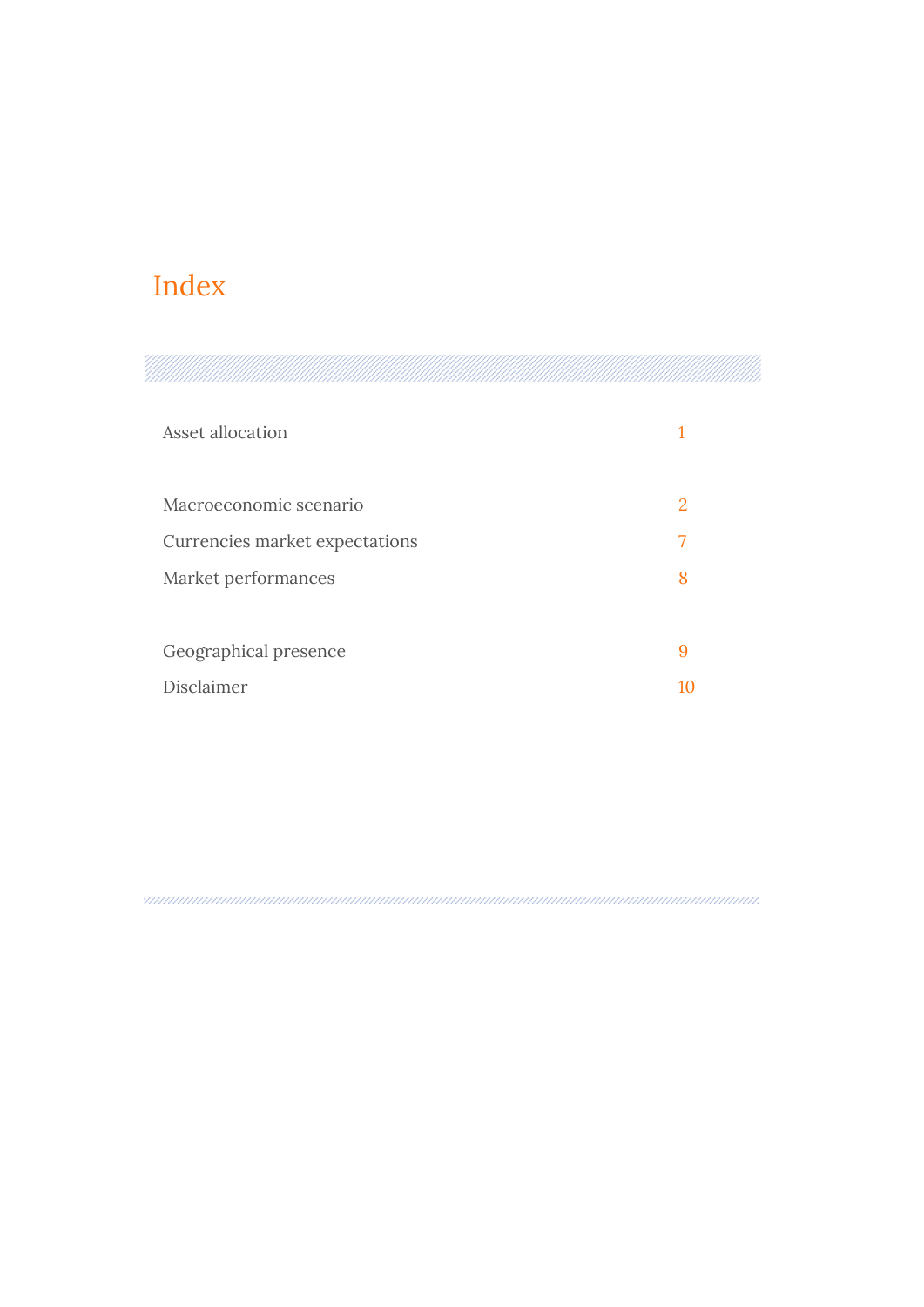# Index

| | |
|---|---|
| Asset allocation | 1 |
| | |
| Macroeconomic scenario | 2 |
| Currencies market expectations | 7 |
| Market performances | 8 |
| | |
| Geographical presence | 9 |
| Disclaimer | 10 |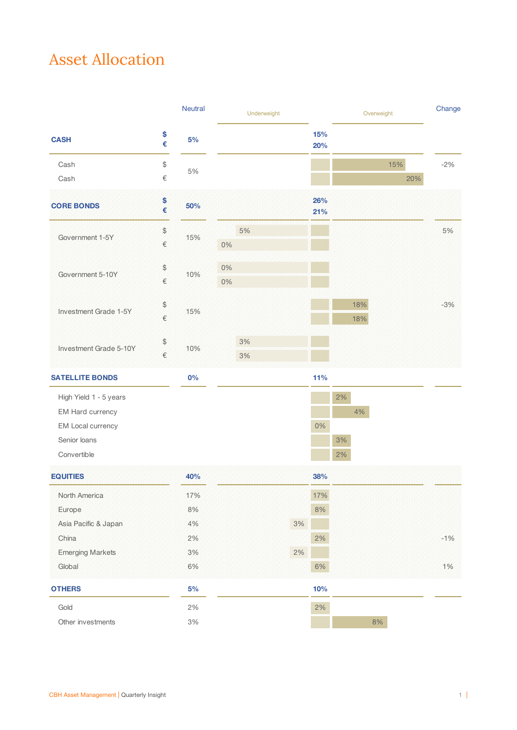# Asset Allocation

| | | Neutral | Underweight | | Overweight | Change |
|---|---|---|---|---|---|---|
| **CASH** | **$** | **5%** | | **15%** | | |
| | **€** | | | **20%** | | |
| Cash | $ | 5% | | | 15% | -2% |
| Cash | € | | | | 20% | |
| **CORE BONDS** | **$** | **50%** | | **26%** | | |
| | **€** | | | **21%** | | |
| Government 1-5Y | $ | 15% | 5% | | | 5% |
| | € | | 0% | | | |
| Government 5-10Y | $ | 10% | 0% | | | |
| | € | | 0% | | | |
| Investment Grade 1-5Y | $ | 15% | | | 18% | -3% |
| | € | | | | 18% | |
| Investment Grade 5-10Y | $ | 10% | 3% | | | |
| | € | | 3% | | | |
| **SATELLITE BONDS** | | **0%** | | **11%** | | |
| High Yield 1 - 5 years | | | | | 2% | |
| EM Hard currency | | | | | 4% | |
| EM Local currency | | | | 0% | | |
| Senior loans | | | | | 3% | |
| Convertible | | | | | 2% | |
| **EQUITIES** | | **40%** | | **38%** | | |
| North America | | 17% | | 17% | | |
| Europe | | 8% | | 8% | | |
| Asia Pacific & Japan | | 4% | 3% | | | |
| China | | 2% | | 2% | | -1% |
| Emerging Markets | | 3% | 2% | | | |
| Global | | 6% | | 6% | | 1% |
| **OTHERS** | | **5%** | | **10%** | | |
| Gold | | 2% | | 2% | | |
| Other investments | | 3% | | | 8% | |

CBH Asset Management | Quarterly Insight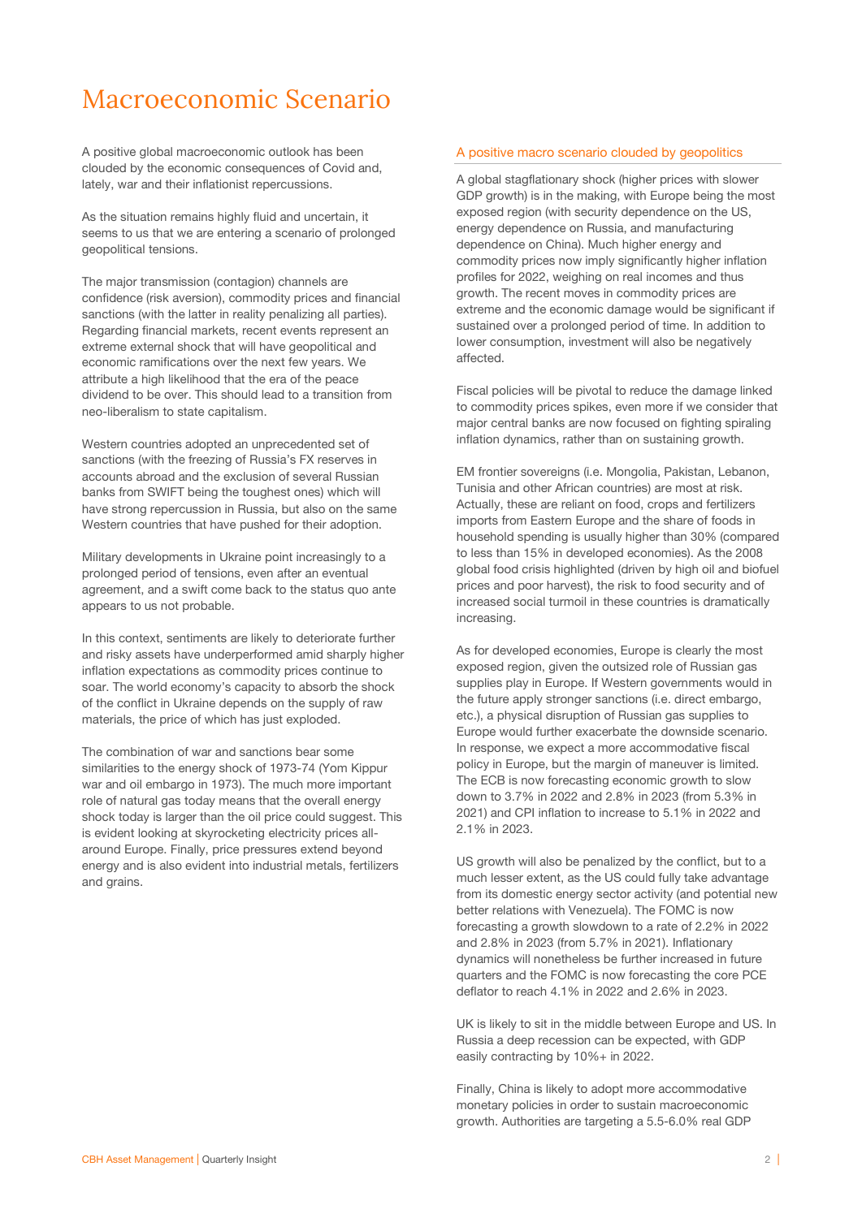# Macroeconomic Scenario

A positive global macroeconomic outlook has been clouded by the economic consequences of Covid and, lately, war and their inflationist repercussions.

As the situation remains highly fluid and uncertain, it seems to us that we are entering a scenario of prolonged geopolitical tensions.

The major transmission (contagion) channels are confidence (risk aversion), commodity prices and financial sanctions (with the latter in reality penalizing all parties). Regarding financial markets, recent events represent an extreme external shock that will have geopolitical and economic ramifications over the next few years. We attribute a high likelihood that the era of the peace dividend to be over. This should lead to a transition from neo-liberalism to state capitalism.

Western countries adopted an unprecedented set of sanctions (with the freezing of Russia's FX reserves in accounts abroad and the exclusion of several Russian banks from SWIFT being the toughest ones) which will have strong repercussion in Russia, but also on the same Western countries that have pushed for their adoption.

Military developments in Ukraine point increasingly to a prolonged period of tensions, even after an eventual agreement, and a swift come back to the status quo ante appears to us not probable.

In this context, sentiments are likely to deteriorate further and risky assets have underperformed amid sharply higher inflation expectations as commodity prices continue to soar. The world economy's capacity to absorb the shock of the conflict in Ukraine depends on the supply of raw materials, the price of which has just exploded.

The combination of war and sanctions bear some similarities to the energy shock of 1973-74 (Yom Kippur war and oil embargo in 1973). The much more important role of natural gas today means that the overall energy shock today is larger than the oil price could suggest. This is evident looking at skyrocketing electricity prices all-around Europe. Finally, price pressures extend beyond energy and is also evident into industrial metals, fertilizers and grains.

## A positive macro scenario clouded by geopolitics

A global stagflationary shock (higher prices with slower GDP growth) is in the making, with Europe being the most exposed region (with security dependence on the US, energy dependence on Russia, and manufacturing dependence on China). Much higher energy and commodity prices now imply significantly higher inflation profiles for 2022, weighing on real incomes and thus growth. The recent moves in commodity prices are extreme and the economic damage would be significant if sustained over a prolonged period of time. In addition to lower consumption, investment will also be negatively affected.

Fiscal policies will be pivotal to reduce the damage linked to commodity prices spikes, even more if we consider that major central banks are now focused on fighting spiraling inflation dynamics, rather than on sustaining growth.

EM frontier sovereigns (i.e. Mongolia, Pakistan, Lebanon, Tunisia and other African countries) are most at risk. Actually, these are reliant on food, crops and fertilizers imports from Eastern Europe and the share of foods in household spending is usually higher than 30% (compared to less than 15% in developed economies). As the 2008 global food crisis highlighted (driven by high oil and biofuel prices and poor harvest), the risk to food security and of increased social turmoil in these countries is dramatically increasing.

As for developed economies, Europe is clearly the most exposed region, given the outsized role of Russian gas supplies play in Europe. If Western governments would in the future apply stronger sanctions (i.e. direct embargo, etc.), a physical disruption of Russian gas supplies to Europe would further exacerbate the downside scenario. In response, we expect a more accommodative fiscal policy in Europe, but the margin of maneuver is limited. The ECB is now forecasting economic growth to slow down to 3.7% in 2022 and 2.8% in 2023 (from 5.3% in 2021) and CPI inflation to increase to 5.1% in 2022 and 2.1% in 2023.

US growth will also be penalized by the conflict, but to a much lesser extent, as the US could fully take advantage from its domestic energy sector activity (and potential new better relations with Venezuela). The FOMC is now forecasting a growth slowdown to a rate of 2.2% in 2022 and 2.8% in 2023 (from 5.7% in 2021). Inflationary dynamics will nonetheless be further increased in future quarters and the FOMC is now forecasting the core PCE deflator to reach 4.1% in 2022 and 2.6% in 2023.

UK is likely to sit in the middle between Europe and US. In Russia a deep recession can be expected, with GDP easily contracting by 10%+ in 2022.

Finally, China is likely to adopt more accommodative monetary policies in order to sustain macroeconomic growth. Authorities are targeting a 5.5-6.0% real GDP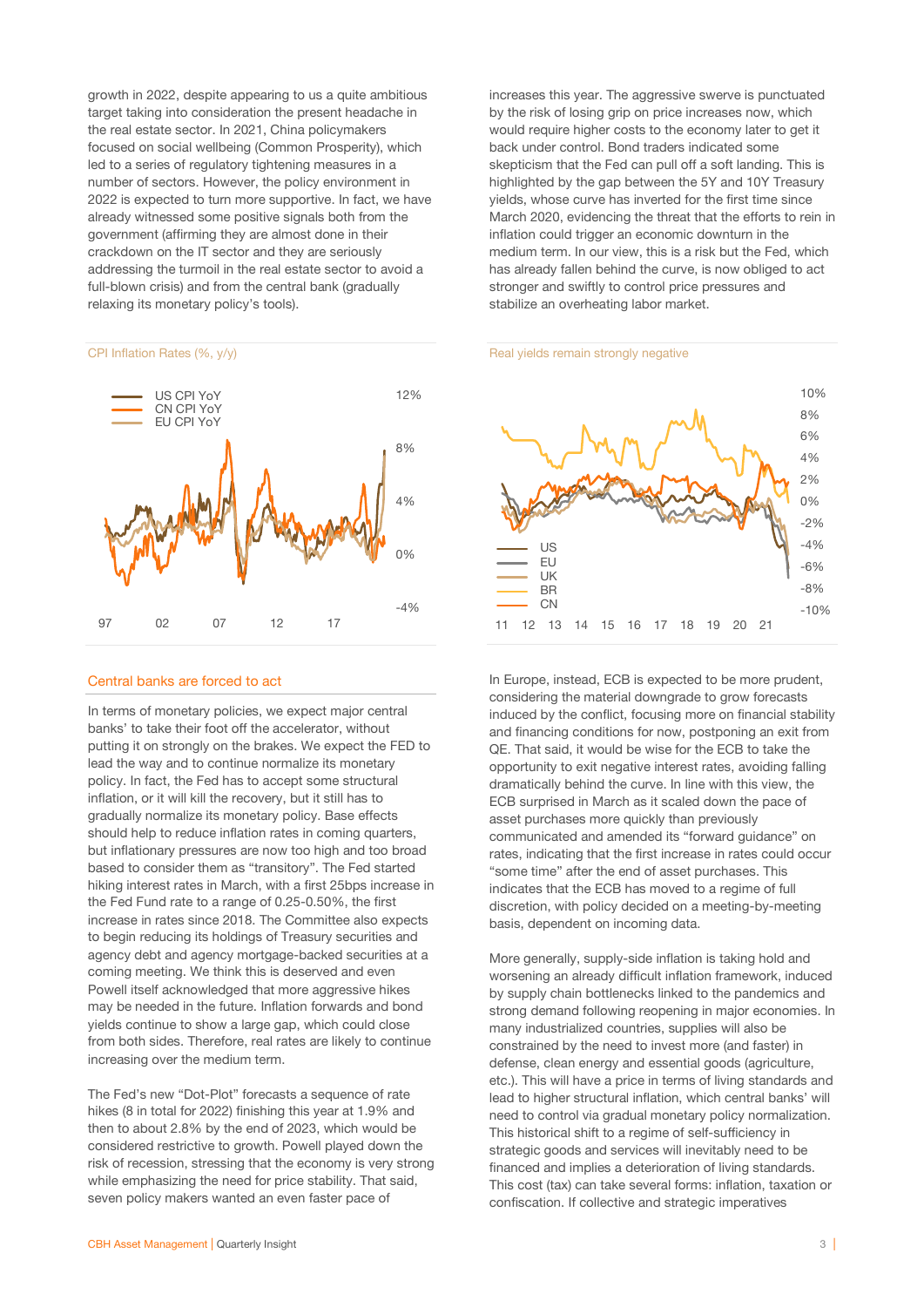growth in 2022, despite appearing to us a quite ambitious target taking into consideration the present headache in the real estate sector. In 2021, China policymakers focused on social wellbeing (Common Prosperity), which led to a series of regulatory tightening measures in a number of sectors. However, the policy environment in 2022 is expected to turn more supportive. In fact, we have already witnessed some positive signals both from the government (affirming they are almost done in their crackdown on the IT sector and they are seriously addressing the turmoil in the real estate sector to avoid a full-blown crisis) and from the central bank (gradually relaxing its monetary policy's tools).

CPI Inflation Rates (%, y/y)

Real yields remain strongly negative

## Central banks are forced to act

In terms of monetary policies, we expect major central banks' to take their foot off the accelerator, without putting it on strongly on the brakes. We expect the FED to lead the way and to continue normalize its monetary policy. In fact, the Fed has to accept some structural inflation, or it will kill the recovery, but it still has to gradually normalize its monetary policy. Base effects should help to reduce inflation rates in coming quarters, but inflationary pressures are now too high and too broad based to consider them as "transitory". The Fed started hiking interest rates in March, with a first 25bps increase in the Fed Fund rate to a range of 0.25-0.50%, the first increase in rates since 2018. The Committee also expects to begin reducing its holdings of Treasury securities and agency debt and agency mortgage-backed securities at a coming meeting. We think this is deserved and even Powell itself acknowledged that more aggressive hikes may be needed in the future. Inflation forwards and bond yields continue to show a large gap, which could close from both sides. Therefore, real rates are likely to continue increasing over the medium term.

The Fed's new "Dot-Plot" forecasts a sequence of rate hikes (8 in total for 2022) finishing this year at 1.9% and then to about 2.8% by the end of 2023, which would be considered restrictive to growth. Powell played down the risk of recession, stressing that the economy is very strong while emphasizing the need for price stability. That said, seven policy makers wanted an even faster pace of increases this year. The aggressive swerve is punctuated by the risk of losing grip on price increases now, which would require higher costs to the economy later to get it back under control. Bond traders indicated some skepticism that the Fed can pull off a soft landing. This is highlighted by the gap between the 5Y and 10Y Treasury yields, whose curve has inverted for the first time since March 2020, evidencing the threat that the efforts to rein in inflation could trigger an economic downturn in the medium term. In our view, this is a risk but the Fed, which has already fallen behind the curve, is now obliged to act stronger and swiftly to control price pressures and stabilize an overheating labor market.

In Europe, instead, ECB is expected to be more prudent, considering the material downgrade to grow forecasts induced by the conflict, focusing more on financial stability and financing conditions for now, postponing an exit from QE. That said, it would be wise for the ECB to take the opportunity to exit negative interest rates, avoiding falling dramatically behind the curve. In line with this view, the ECB surprised in March as it scaled down the pace of asset purchases more quickly than previously communicated and amended its "forward guidance" on rates, indicating that the first increase in rates could occur "some time" after the end of asset purchases. This indicates that the ECB has moved to a regime of full discretion, with policy decided on a meeting-by-meeting basis, dependent on incoming data.

More generally, supply-side inflation is taking hold and worsening an already difficult inflation framework, induced by supply chain bottlenecks linked to the pandemics and strong demand following reopening in major economies. In many industrialized countries, supplies will also be constrained by the need to invest more (and faster) in defense, clean energy and essential goods (agriculture, etc.). This will have a price in terms of living standards and lead to higher structural inflation, which central banks' will need to control via gradual monetary policy normalization. This historical shift to a regime of self-sufficiency in strategic goods and services will inevitably need to be financed and implies a deterioration of living standards. This cost (tax) can take several forms: inflation, taxation or confiscation. If collective and strategic imperatives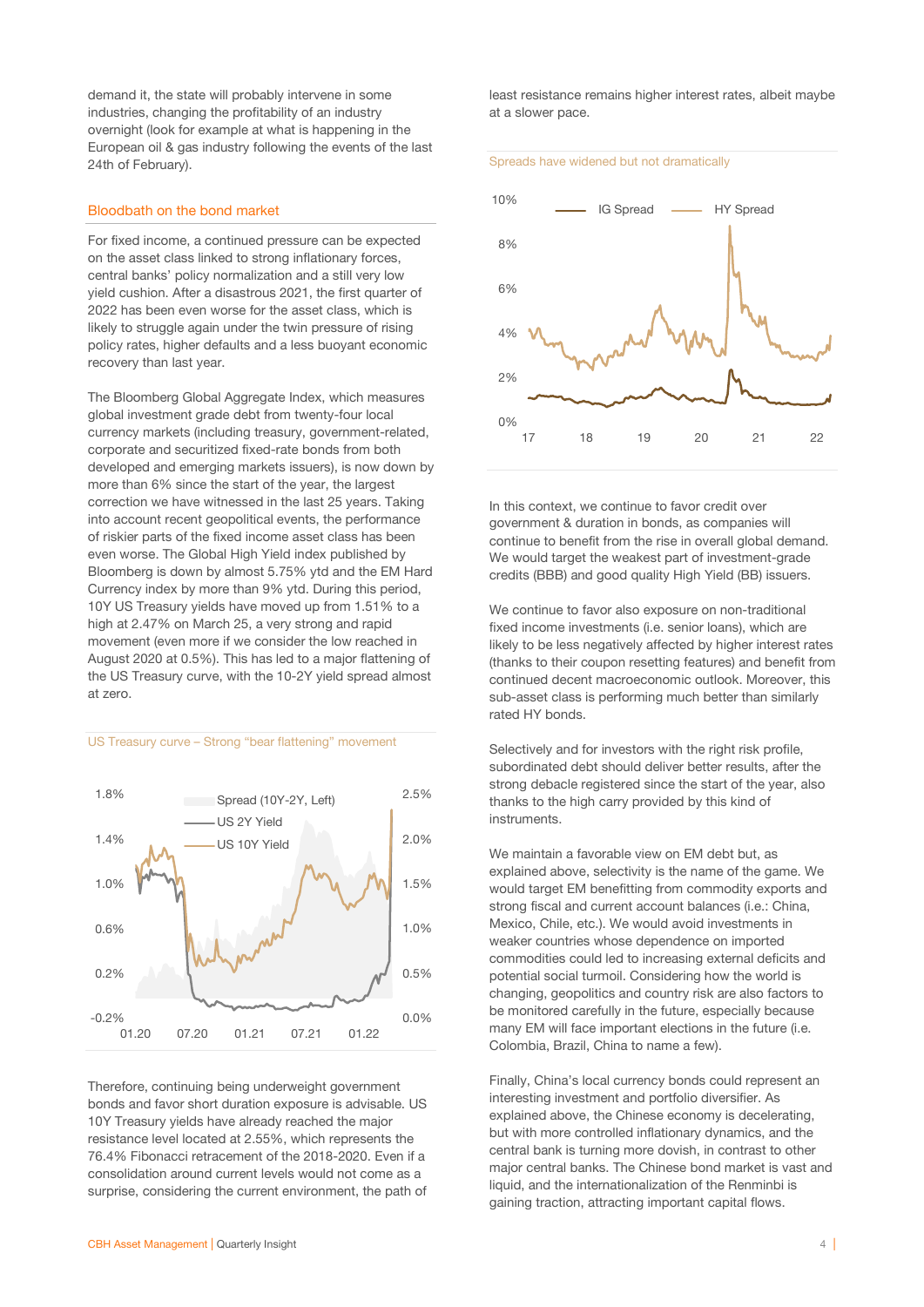demand it, the state will probably intervene in some industries, changing the profitability of an industry overnight (look for example at what is happening in the European oil & gas industry following the events of the last 24th of February).

## Bloodbath on the bond market

For fixed income, a continued pressure can be expected on the asset class linked to strong inflationary forces, central banks' policy normalization and a still very low yield cushion. After a disastrous 2021, the first quarter of 2022 has been even worse for the asset class, which is likely to struggle again under the twin pressure of rising policy rates, higher defaults and a less buoyant economic recovery than last year.

The Bloomberg Global Aggregate Index, which measures global investment grade debt from twenty-four local currency markets (including treasury, government-related, corporate and securitized fixed-rate bonds from both developed and emerging markets issuers), is now down by more than 6% since the start of the year, the largest correction we have witnessed in the last 25 years. Taking into account recent geopolitical events, the performance of riskier parts of the fixed income asset class has been even worse. The Global High Yield index published by Bloomberg is down by almost 5.75% ytd and the EM Hard Currency index by more than 9% ytd. During this period, 10Y US Treasury yields have moved up from 1.51% to a high at 2.47% on March 25, a very strong and rapid movement (even more if we consider the low reached in August 2020 at 0.5%). This has led to a major flattening of the US Treasury curve, with the 10-2Y yield spread almost at zero.

US Treasury curve – Strong "bear flattening" movement

Therefore, continuing being underweight government bonds and favor short duration exposure is advisable. US 10Y Treasury yields have already reached the major resistance level located at 2.55%, which represents the 76.4% Fibonacci retracement of the 2018-2020. Even if a consolidation around current levels would not come as a surprise, considering the current environment, the path of least resistance remains higher interest rates, albeit maybe at a slower pace.

Spreads have widened but not dramatically

In this context, we continue to favor credit over government & duration in bonds, as companies will continue to benefit from the rise in overall global demand. We would target the weakest part of investment-grade credits (BBB) and good quality High Yield (BB) issuers.

We continue to favor also exposure on non-traditional fixed income investments (i.e. senior loans), which are likely to be less negatively affected by higher interest rates (thanks to their coupon resetting features) and benefit from continued decent macroeconomic outlook. Moreover, this sub-asset class is performing much better than similarly rated HY bonds.

Selectively and for investors with the right risk profile, subordinated debt should deliver better results, after the strong debacle registered since the start of the year, also thanks to the high carry provided by this kind of instruments.

We maintain a favorable view on EM debt but, as explained above, selectivity is the name of the game. We would target EM benefitting from commodity exports and strong fiscal and current account balances (i.e.: China, Mexico, Chile, etc.). We would avoid investments in weaker countries whose dependence on imported commodities could led to increasing external deficits and potential social turmoil. Considering how the world is changing, geopolitics and country risk are also factors to be monitored carefully in the future, especially because many EM will face important elections in the future (i.e. Colombia, Brazil, China to name a few).

Finally, China's local currency bonds could represent an interesting investment and portfolio diversifier. As explained above, the Chinese economy is decelerating, but with more controlled inflationary dynamics, and the central bank is turning more dovish, in contrast to other major central banks. The Chinese bond market is vast and liquid, and the internationalization of the Renminbi is gaining traction, attracting important capital flows.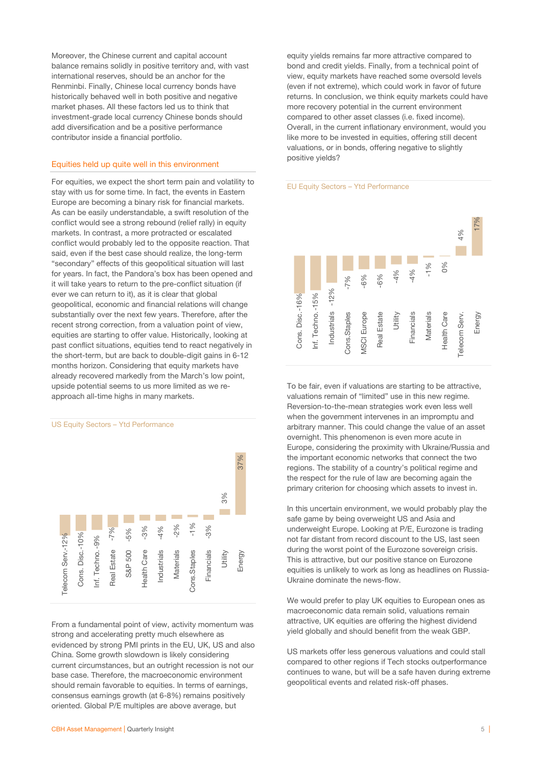Moreover, the Chinese current and capital account balance remains solidly in positive territory and, with vast international reserves, should be an anchor for the Renminbi. Finally, Chinese local currency bonds have historically behaved well in both positive and negative market phases. All these factors led us to think that investment-grade local currency Chinese bonds should add diversification and be a positive performance contributor inside a financial portfolio.

## Equities held up quite well in this environment

For equities, we expect the short term pain and volatility to stay with us for some time. In fact, the events in Eastern Europe are becoming a binary risk for financial markets. As can be easily understandable, a swift resolution of the conflict would see a strong rebound (relief rally) in equity markets. In contrast, a more protracted or escalated conflict would probably led to the opposite reaction. That said, even if the best case should realize, the long-term "secondary" effects of this geopolitical situation will last for years. In fact, the Pandora's box has been opened and it will take years to return to the pre-conflict situation (if ever we can return to it), as it is clear that global geopolitical, economic and financial relations will change substantially over the next few years. Therefore, after the recent strong correction, from a valuation point of view, equities are starting to offer value. Historically, looking at past conflict situations, equities tend to react negatively in the short-term, but are back to double-digit gains in 6-12 months horizon. Considering that equity markets have already recovered markedly from the March's low point, upside potential seems to us more limited as we re-approach all-time highs in many markets.

US Equity Sectors – Ytd Performance

| Sector | Ytd Performance |
| --- | --- |
| Telecom Serv. | -12% |
| Cons. Disc. | -10% |
| Inf. Techno. | -9% |
| Real Estate | -7% |
| S&P 500 | -5% |
| Health Care | -3% |
| Industrials | -4% |
| Materials | -2% |
| Cons.Staples | -1% |
| Financials | -3% |
| Utility | 3% |
| Energy | 37% |

From a fundamental point of view, activity momentum was strong and accelerating pretty much elsewhere as evidenced by strong PMI prints in the EU, UK, US and also China. Some growth slowdown is likely considering current circumstances, but an outright recession is not our base case. Therefore, the macroeconomic environment should remain favorable to equities. In terms of earnings, consensus earnings growth (at 6-8%) remains positively oriented. Global P/E multiples are above average, but equity yields remains far more attractive compared to bond and credit yields. Finally, from a technical point of view, equity markets have reached some oversold levels (even if not extreme), which could work in favor of future returns. In conclusion, we think equity markets could have more recovery potential in the current environment compared to other asset classes (i.e. fixed income). Overall, in the current inflationary environment, would you like more to be invested in equities, offering still decent valuations, or in bonds, offering negative to slightly positive yields?

EU Equity Sectors – Ytd Performance

| Sector | Ytd Performance |
| --- | --- |
| Cons. Disc. | -16% |
| Inf. Techno. | -15% |
| Industrials | -12% |
| Cons.Staples | -7% |
| MSCI Europe | -6% |
| Real Estate | -6% |
| Utility | -4% |
| Financials | -4% |
| Materials | -1% |
| Health Care | 0% |
| Telecom Serv. | 4% |
| Energy | 17% |

To be fair, even if valuations are starting to be attractive, valuations remain of "limited" use in this new regime. Reversion-to-the-mean strategies work even less well when the government intervenes in an impromptu and arbitrary manner. This could change the value of an asset overnight. This phenomenon is even more acute in Europe, considering the proximity with Ukraine/Russia and the important economic networks that connect the two regions. The stability of a country's political regime and the respect for the rule of law are becoming again the primary criterion for choosing which assets to invest in.

In this uncertain environment, we would probably play the safe game by being overweight US and Asia and underweight Europe. Looking at P/E, Eurozone is trading not far distant from record discount to the US, last seen during the worst point of the Eurozone sovereign crisis. This is attractive, but our positive stance on Eurozone equities is unlikely to work as long as headlines on Russia-Ukraine dominate the news-flow.

We would prefer to play UK equities to European ones as macroeconomic data remain solid, valuations remain attractive, UK equities are offering the highest dividend yield globally and should benefit from the weak GBP.

US markets offer less generous valuations and could stall compared to other regions if Tech stocks outperformance continues to wane, but will be a safe haven during extreme geopolitical events and related risk-off phases.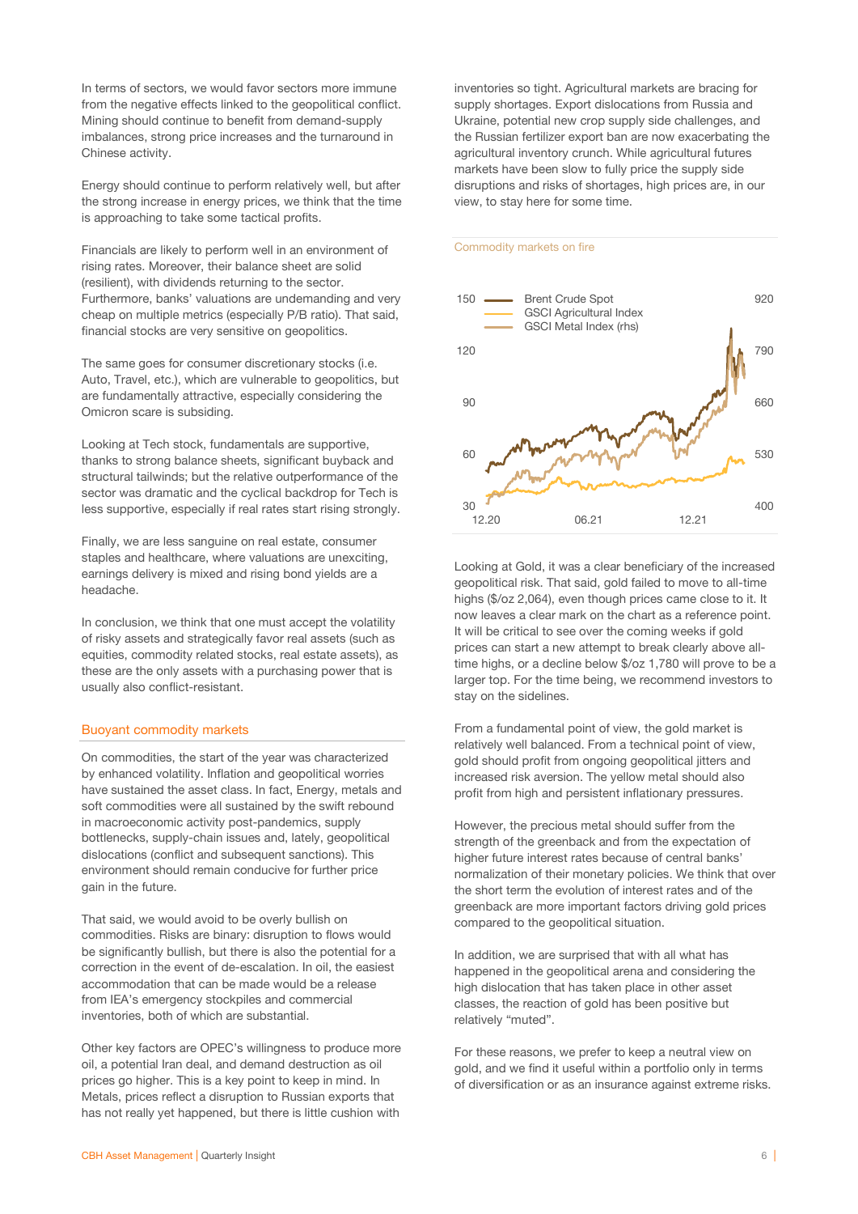In terms of sectors, we would favor sectors more immune from the negative effects linked to the geopolitical conflict. Mining should continue to benefit from demand-supply imbalances, strong price increases and the turnaround in Chinese activity.

Energy should continue to perform relatively well, but after the strong increase in energy prices, we think that the time is approaching to take some tactical profits.

Financials are likely to perform well in an environment of rising rates. Moreover, their balance sheet are solid (resilient), with dividends returning to the sector. Furthermore, banks' valuations are undemanding and very cheap on multiple metrics (especially P/B ratio). That said, financial stocks are very sensitive on geopolitics.

The same goes for consumer discretionary stocks (i.e. Auto, Travel, etc.), which are vulnerable to geopolitics, but are fundamentally attractive, especially considering the Omicron scare is subsiding.

Looking at Tech stock, fundamentals are supportive, thanks to strong balance sheets, significant buyback and structural tailwinds; but the relative outperformance of the sector was dramatic and the cyclical backdrop for Tech is less supportive, especially if real rates start rising strongly.

Finally, we are less sanguine on real estate, consumer staples and healthcare, where valuations are unexciting, earnings delivery is mixed and rising bond yields are a headache.

In conclusion, we think that one must accept the volatility of risky assets and strategically favor real assets (such as equities, commodity related stocks, real estate assets), as these are the only assets with a purchasing power that is usually also conflict-resistant.

## Buoyant commodity markets

On commodities, the start of the year was characterized by enhanced volatility. Inflation and geopolitical worries have sustained the asset class. In fact, Energy, metals and soft commodities were all sustained by the swift rebound in macroeconomic activity post-pandemics, supply bottlenecks, supply-chain issues and, lately, geopolitical dislocations (conflict and subsequent sanctions). This environment should remain conducive for further price gain in the future.

That said, we would avoid to be overly bullish on commodities. Risks are binary: disruption to flows would be significantly bullish, but there is also the potential for a correction in the event of de-escalation. In oil, the easiest accommodation that can be made would be a release from IEA's emergency stockpiles and commercial inventories, both of which are substantial.

Other key factors are OPEC's willingness to produce more oil, a potential Iran deal, and demand destruction as oil prices go higher. This is a key point to keep in mind. In Metals, prices reflect a disruption to Russian exports that has not really yet happened, but there is little cushion with inventories so tight. Agricultural markets are bracing for supply shortages. Export dislocations from Russia and Ukraine, potential new crop supply side challenges, and the Russian fertilizer export ban are now exacerbating the agricultural inventory crunch. While agricultural futures markets have been slow to fully price the supply side disruptions and risks of shortages, high prices are, in our view, to stay here for some time.

Commodity markets on fire

(Chart legend: Brent Crude Spot; GSCI Agricultural Index; GSCI Metal Index (rhs). Left axis: 30, 60, 90, 120, 150. Right axis: 400, 530, 660, 790, 920. X-axis: 12.20, 06.21, 12.21)

Looking at Gold, it was a clear beneficiary of the increased geopolitical risk. That said, gold failed to move to all-time highs ($/oz 2,064), even though prices came close to it. It now leaves a clear mark on the chart as a reference point. It will be critical to see over the coming weeks if gold prices can start a new attempt to break clearly above all-time highs, or a decline below $/oz 1,780 will prove to be a larger top. For the time being, we recommend investors to stay on the sidelines.

From a fundamental point of view, the gold market is relatively well balanced. From a technical point of view, gold should profit from ongoing geopolitical jitters and increased risk aversion. The yellow metal should also profit from high and persistent inflationary pressures.

However, the precious metal should suffer from the strength of the greenback and from the expectation of higher future interest rates because of central banks' normalization of their monetary policies. We think that over the short term the evolution of interest rates and of the greenback are more important factors driving gold prices compared to the geopolitical situation.

In addition, we are surprised that with all what has happened in the geopolitical arena and considering the high dislocation that has taken place in other asset classes, the reaction of gold has been positive but relatively "muted".

For these reasons, we prefer to keep a neutral view on gold, and we find it useful within a portfolio only in terms of diversification or as an insurance against extreme risks.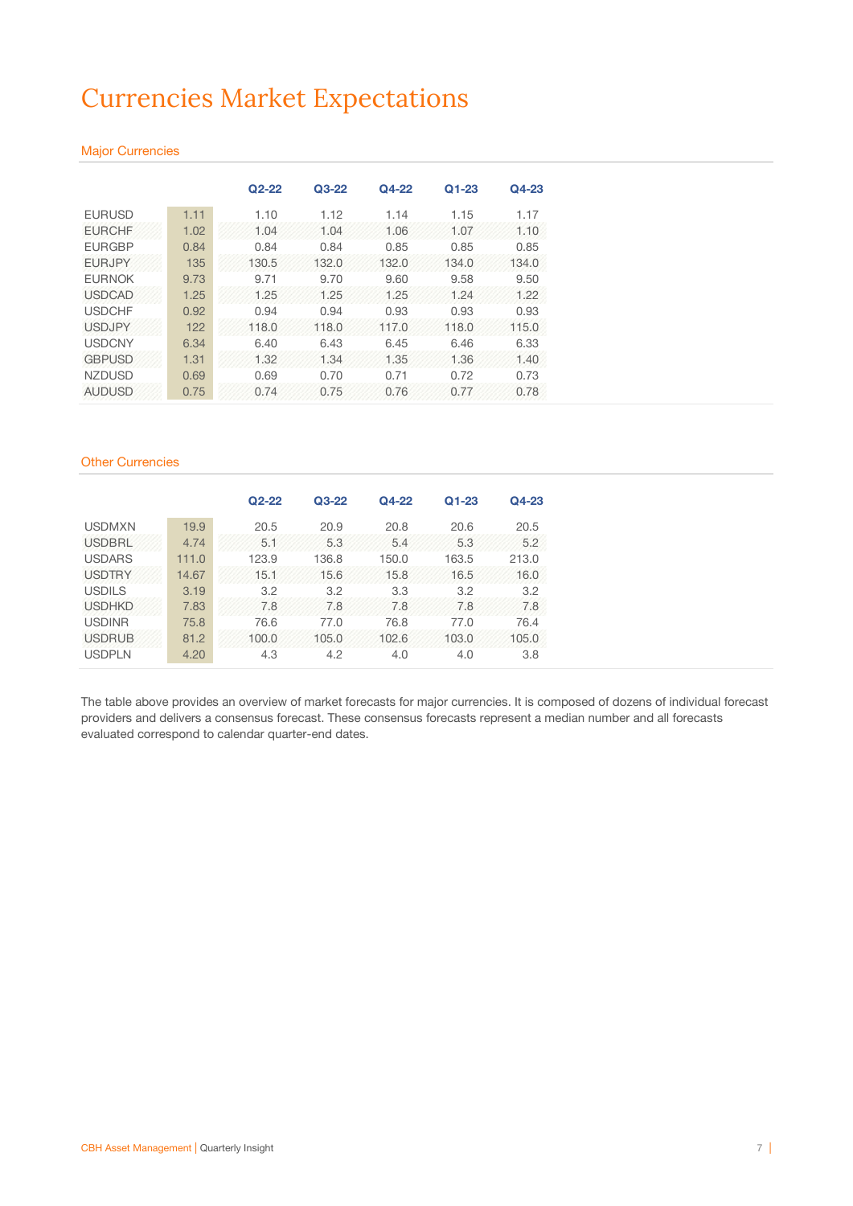# Currencies Market Expectations

## Major Currencies

| | | Q2-22 | Q3-22 | Q4-22 | Q1-23 | Q4-23 |
|---|---|---|---|---|---|---|
| EURUSD | 1.11 | 1.10 | 1.12 | 1.14 | 1.15 | 1.17 |
| EURCHF | 1.02 | 1.04 | 1.04 | 1.06 | 1.07 | 1.10 |
| EURGBP | 0.84 | 0.84 | 0.84 | 0.85 | 0.85 | 0.85 |
| EURJPY | 135 | 130.5 | 132.0 | 132.0 | 134.0 | 134.0 |
| EURNOK | 9.73 | 9.71 | 9.70 | 9.60 | 9.58 | 9.50 |
| USDCAD | 1.25 | 1.25 | 1.25 | 1.25 | 1.24 | 1.22 |
| USDCHF | 0.92 | 0.94 | 0.94 | 0.93 | 0.93 | 0.93 |
| USDJPY | 122 | 118.0 | 118.0 | 117.0 | 118.0 | 115.0 |
| USDCNY | 6.34 | 6.40 | 6.43 | 6.45 | 6.46 | 6.33 |
| GBPUSD | 1.31 | 1.32 | 1.34 | 1.35 | 1.36 | 1.40 |
| NZDUSD | 0.69 | 0.69 | 0.70 | 0.71 | 0.72 | 0.73 |
| AUDUSD | 0.75 | 0.74 | 0.75 | 0.76 | 0.77 | 0.78 |

## Other Currencies

| | | Q2-22 | Q3-22 | Q4-22 | Q1-23 | Q4-23 |
|---|---|---|---|---|---|---|
| USDMXN | 19.9 | 20.5 | 20.9 | 20.8 | 20.6 | 20.5 |
| USDBRL | 4.74 | 5.1 | 5.3 | 5.4 | 5.3 | 5.2 |
| USDARS | 111.0 | 123.9 | 136.8 | 150.0 | 163.5 | 213.0 |
| USDTRY | 14.67 | 15.1 | 15.6 | 15.8 | 16.5 | 16.0 |
| USDILS | 3.19 | 3.2 | 3.2 | 3.3 | 3.2 | 3.2 |
| USDHKD | 7.83 | 7.8 | 7.8 | 7.8 | 7.8 | 7.8 |
| USDINR | 75.8 | 76.6 | 77.0 | 76.8 | 77.0 | 76.4 |
| USDRUB | 81.2 | 100.0 | 105.0 | 102.6 | 103.0 | 105.0 |
| USDPLN | 4.20 | 4.3 | 4.2 | 4.0 | 4.0 | 3.8 |

The table above provides an overview of market forecasts for major currencies. It is composed of dozens of individual forecast providers and delivers a consensus forecast. These consensus forecasts represent a median number and all forecasts evaluated correspond to calendar quarter-end dates.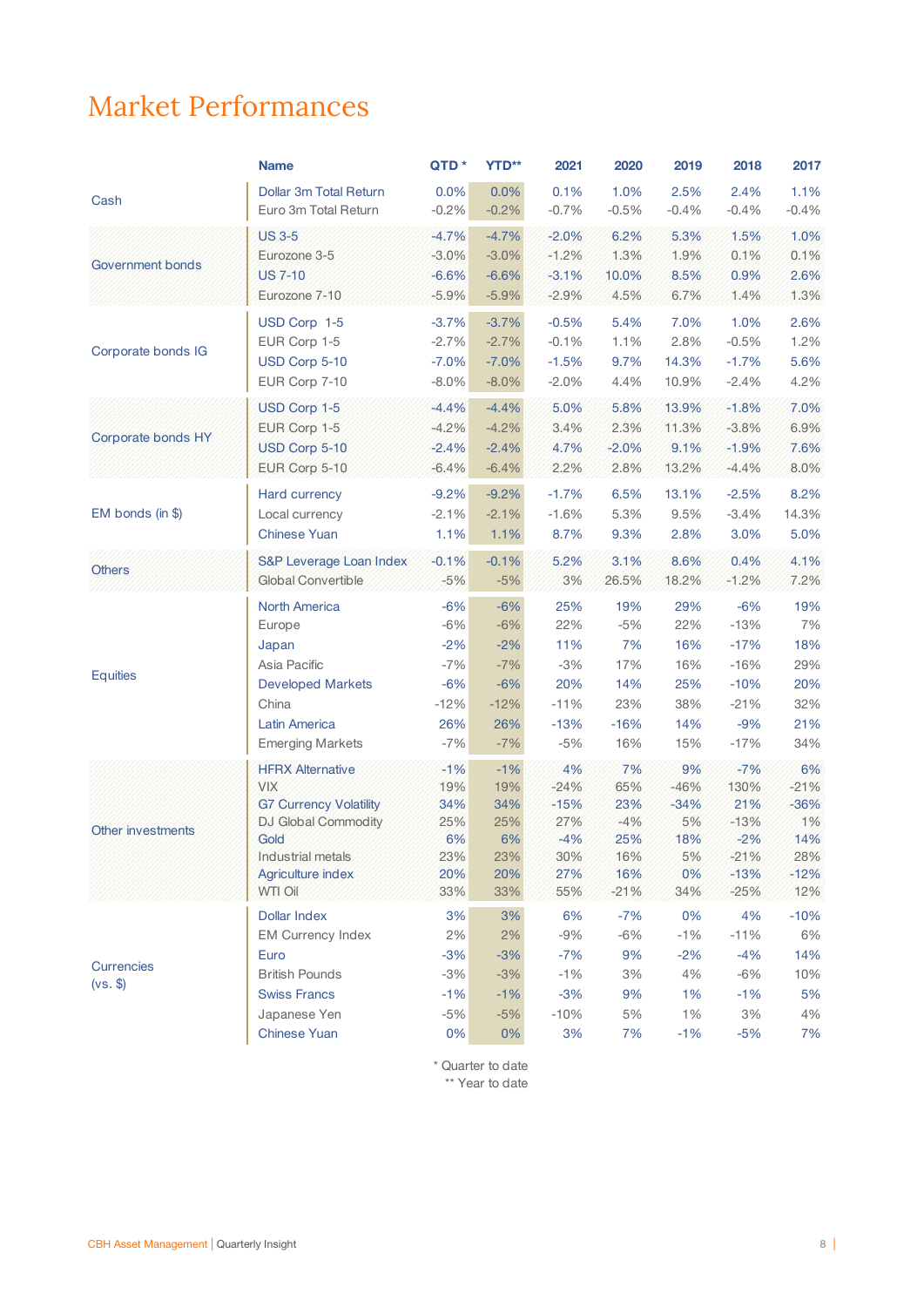# Market Performances

| | Name | QTD * | YTD** | 2021 | 2020 | 2019 | 2018 | 2017 |
|---|---|---|---|---|---|---|---|---|
| Cash | Dollar 3m Total Return | 0.0% | 0.0% | 0.1% | 1.0% | 2.5% | 2.4% | 1.1% |
| | Euro 3m Total Return | -0.2% | -0.2% | -0.7% | -0.5% | -0.4% | -0.4% | -0.4% |
| Government bonds | US 3-5 | -4.7% | -4.7% | -2.0% | 6.2% | 5.3% | 1.5% | 1.0% |
| | Eurozone 3-5 | -3.0% | -3.0% | -1.2% | 1.3% | 1.9% | 0.1% | 0.1% |
| | US 7-10 | -6.6% | -6.6% | -3.1% | 10.0% | 8.5% | 0.9% | 2.6% |
| | Eurozone 7-10 | -5.9% | -5.9% | -2.9% | 4.5% | 6.7% | 1.4% | 1.3% |
| Corporate bonds IG | USD Corp 1-5 | -3.7% | -3.7% | -0.5% | 5.4% | 7.0% | 1.0% | 2.6% |
| | EUR Corp 1-5 | -2.7% | -2.7% | -0.1% | 1.1% | 2.8% | -0.5% | 1.2% |
| | USD Corp 5-10 | -7.0% | -7.0% | -1.5% | 9.7% | 14.3% | -1.7% | 5.6% |
| | EUR Corp 7-10 | -8.0% | -8.0% | -2.0% | 4.4% | 10.9% | -2.4% | 4.2% |
| Corporate bonds HY | USD Corp 1-5 | -4.4% | -4.4% | 5.0% | 5.8% | 13.9% | -1.8% | 7.0% |
| | EUR Corp 1-5 | -4.2% | -4.2% | 3.4% | 2.3% | 11.3% | -3.8% | 6.9% |
| | USD Corp 5-10 | -2.4% | -2.4% | 4.7% | -2.0% | 9.1% | -1.9% | 7.6% |
| | EUR Corp 5-10 | -6.4% | -6.4% | 2.2% | 2.8% | 13.2% | -4.4% | 8.0% |
| EM bonds (in $) | Hard currency | -9.2% | -9.2% | -1.7% | 6.5% | 13.1% | -2.5% | 8.2% |
| | Local currency | -2.1% | -2.1% | -1.6% | 5.3% | 9.5% | -3.4% | 14.3% |
| | Chinese Yuan | 1.1% | 1.1% | 8.7% | 9.3% | 2.8% | 3.0% | 5.0% |
| Others | S&P Leverage Loan Index | -0.1% | -0.1% | 5.2% | 3.1% | 8.6% | 0.4% | 4.1% |
| | Global Convertible | -5% | -5% | 3% | 26.5% | 18.2% | -1.2% | 7.2% |
| Equities | North America | -6% | -6% | 25% | 19% | 29% | -6% | 19% |
| | Europe | -6% | -6% | 22% | -5% | 22% | -13% | 7% |
| | Japan | -2% | -2% | 11% | 7% | 16% | -17% | 18% |
| | Asia Pacific | -7% | -7% | -3% | 17% | 16% | -16% | 29% |
| | Developed Markets | -6% | -6% | 20% | 14% | 25% | -10% | 20% |
| | China | -12% | -12% | -11% | 23% | 38% | -21% | 32% |
| | Latin America | 26% | 26% | -13% | -16% | 14% | -9% | 21% |
| | Emerging Markets | -7% | -7% | -5% | 16% | 15% | -17% | 34% |
| Other investments | HFRX Alternative | -1% | -1% | 4% | 7% | 9% | -7% | 6% |
| | VIX | 19% | 19% | -24% | 65% | -46% | 130% | -21% |
| | G7 Currency Volatility | 34% | 34% | -15% | 23% | -34% | 21% | -36% |
| | DJ Global Commodity | 25% | 25% | 27% | -4% | 5% | -13% | 1% |
| | Gold | 6% | 6% | -4% | 25% | 18% | -2% | 14% |
| | Industrial metals | 23% | 23% | 30% | 16% | 5% | -21% | 28% |
| | Agriculture index | 20% | 20% | 27% | 16% | 0% | -13% | -12% |
| | WTI Oil | 33% | 33% | 55% | -21% | 34% | -25% | 12% |
| Currencies (vs. $) | Dollar Index | 3% | 3% | 6% | -7% | 0% | 4% | -10% |
| | EM Currency Index | 2% | 2% | -9% | -6% | -1% | -11% | 6% |
| | Euro | -3% | -3% | -7% | 9% | -2% | -4% | 14% |
| | British Pounds | -3% | -3% | -1% | 3% | 4% | -6% | 10% |
| | Swiss Francs | -1% | -1% | -3% | 9% | 1% | -1% | 5% |
| | Japanese Yen | -5% | -5% | -10% | 5% | 1% | 3% | 4% |
| | Chinese Yuan | 0% | 0% | 3% | 7% | -1% | -5% | 7% |

\* Quarter to date
\*\* Year to date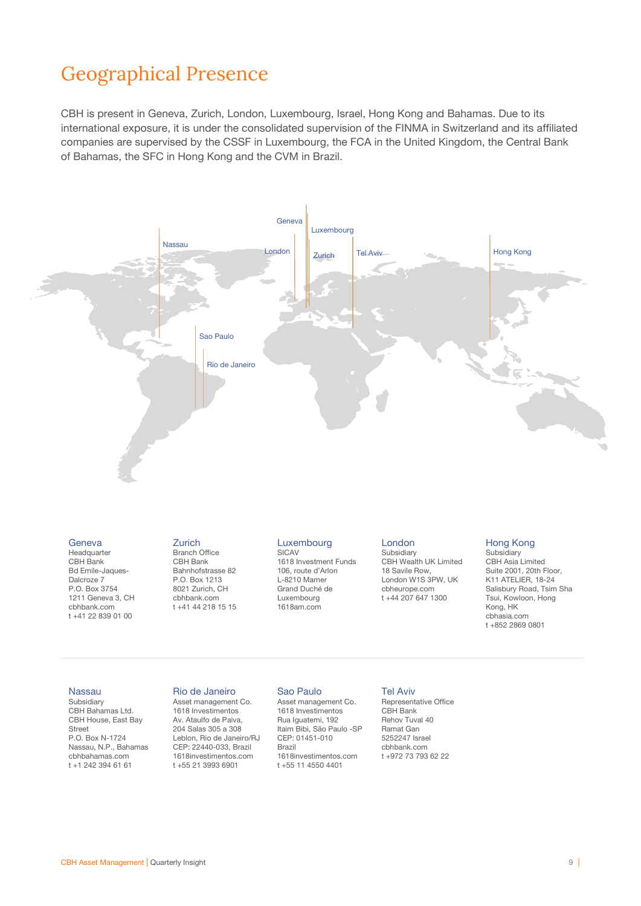# Geographical Presence

CBH is present in Geneva, Zurich, London, Luxembourg, Israel, Hong Kong and Bahamas. Due to its international exposure, it is under the consolidated supervision of the FINMA in Switzerland and its affiliated companies are supervised by the CSSF in Luxembourg, the FCA in the United Kingdom, the Central Bank of Bahamas, the SFC in Hong Kong and the CVM in Brazil.

### Geneva
Headquarter
CBH Bank
Bd Emile-Jaques-Dalcroze 7
P.O. Box 3754
1211 Geneva 3, CH
cbhbank.com
t +41 22 839 01 00

### Zurich
Branch Office
CBH Bank
Bahnhofstrasse 82
P.O. Box 1213
8021 Zurich, CH
cbhbank.com
t +41 44 218 15 15

### Luxembourg
SICAV
1618 Investment Funds
106, route d'Arlon
L-8210 Mamer
Grand Duché de Luxembourg
1618am.com

### London
Subsidiary
CBH Wealth UK Limited
18 Savile Row,
London W1S 3PW, UK
cbheurope.com
t +44 207 647 1300

### Hong Kong
Subsidiary
CBH Asia Limited
Suite 2001, 20th Floor,
K11 ATELIER, 18-24
Salisbury Road, Tsim Sha Tsui, Kowloon, Hong Kong, HK
cbhasia.com
t +852 2869 0801

### Nassau
Subsidiary
CBH Bahamas Ltd.
CBH House, East Bay Street
P.O. Box N-1724
Nassau, N.P., Bahamas
cbhbahamas.com
t +1 242 394 61 61

### Rio de Janeiro
Asset management Co.
1618 Investimentos
Av. Ataulfo de Paiva,
204 Salas 305 a 308
Leblon, Rio de Janeiro/RJ
CEP: 22440-033, Brazil
1618investimentos.com
t +55 21 3993 6901

### Sao Paulo
Asset management Co.
1618 Investimentos
Rua Iguatemi, 192
Itaim Bibi, São Paulo -SP
CEP: 01451-010
Brazil
1618investimentos.com
t +55 11 4550 4401

### Tel Aviv
Representative Office
CBH Bank
Rehov Tuval 40
Ramat Gan
5252247 Israel
cbhbank.com
t +972 73 793 62 22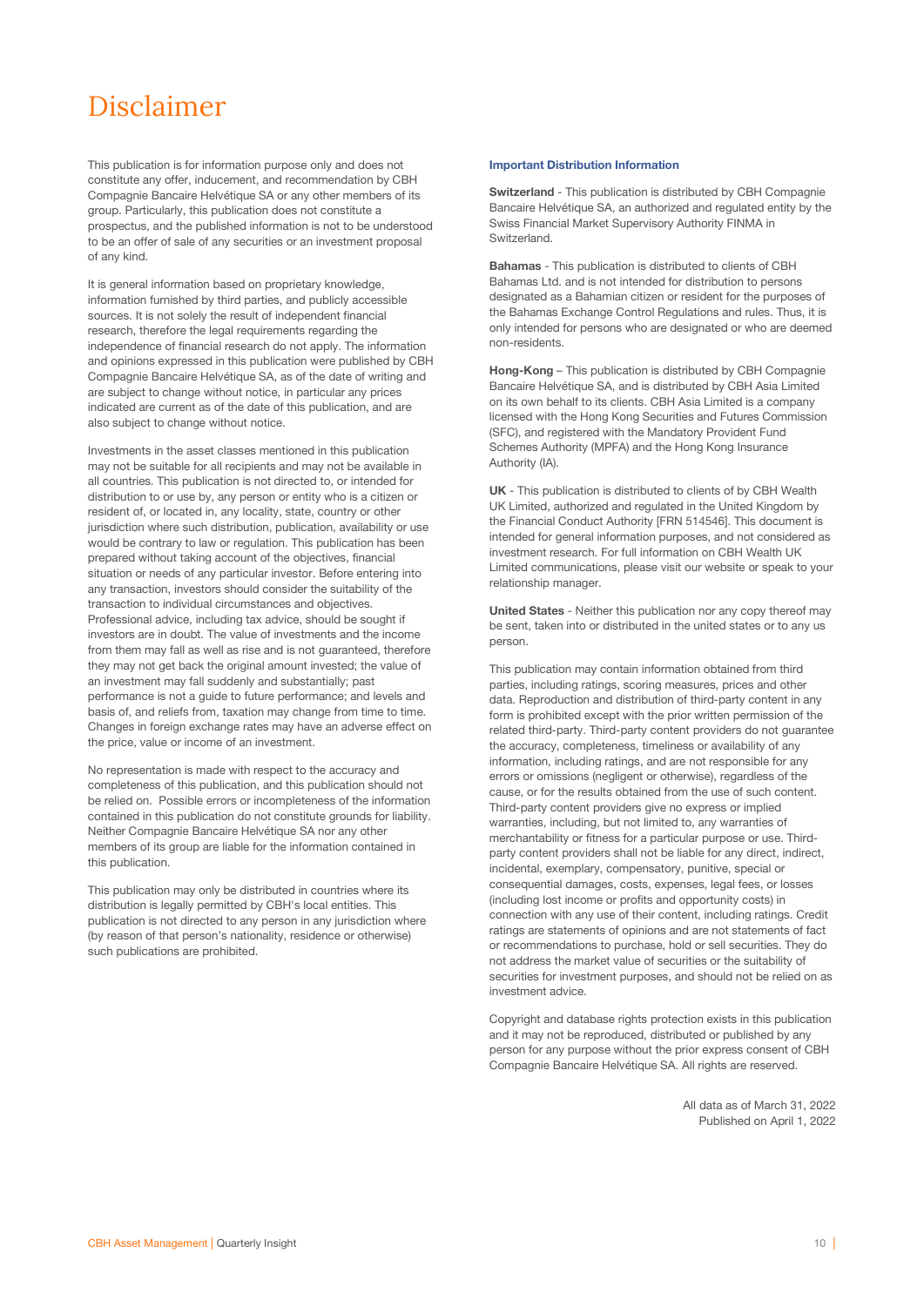# Disclaimer

This publication is for information purpose only and does not constitute any offer, inducement, and recommendation by CBH Compagnie Bancaire Helvétique SA or any other members of its group. Particularly, this publication does not constitute a prospectus, and the published information is not to be understood to be an offer of sale of any securities or an investment proposal of any kind.

It is general information based on proprietary knowledge, information furnished by third parties, and publicly accessible sources. It is not solely the result of independent financial research, therefore the legal requirements regarding the independence of financial research do not apply. The information and opinions expressed in this publication were published by CBH Compagnie Bancaire Helvétique SA, as of the date of writing and are subject to change without notice, in particular any prices indicated are current as of the date of this publication, and are also subject to change without notice.

Investments in the asset classes mentioned in this publication may not be suitable for all recipients and may not be available in all countries. This publication is not directed to, or intended for distribution to or use by, any person or entity who is a citizen or resident of, or located in, any locality, state, country or other jurisdiction where such distribution, publication, availability or use would be contrary to law or regulation. This publication has been prepared without taking account of the objectives, financial situation or needs of any particular investor. Before entering into any transaction, investors should consider the suitability of the transaction to individual circumstances and objectives. Professional advice, including tax advice, should be sought if investors are in doubt. The value of investments and the income from them may fall as well as rise and is not guaranteed, therefore they may not get back the original amount invested; the value of an investment may fall suddenly and substantially; past performance is not a guide to future performance; and levels and basis of, and reliefs from, taxation may change from time to time. Changes in foreign exchange rates may have an adverse effect on the price, value or income of an investment.

No representation is made with respect to the accuracy and completeness of this publication, and this publication should not be relied on. Possible errors or incompleteness of the information contained in this publication do not constitute grounds for liability. Neither Compagnie Bancaire Helvétique SA nor any other members of its group are liable for the information contained in this publication.

This publication may only be distributed in countries where its distribution is legally permitted by CBH's local entities. This publication is not directed to any person in any jurisdiction where (by reason of that person's nationality, residence or otherwise) such publications are prohibited.

**Important Distribution Information**

**Switzerland** - This publication is distributed by CBH Compagnie Bancaire Helvétique SA, an authorized and regulated entity by the Swiss Financial Market Supervisory Authority FINMA in Switzerland.

**Bahamas** - This publication is distributed to clients of CBH Bahamas Ltd. and is not intended for distribution to persons designated as a Bahamian citizen or resident for the purposes of the Bahamas Exchange Control Regulations and rules. Thus, it is only intended for persons who are designated or who are deemed non-residents.

**Hong-Kong** – This publication is distributed by CBH Compagnie Bancaire Helvétique SA, and is distributed by CBH Asia Limited on its own behalf to its clients. CBH Asia Limited is a company licensed with the Hong Kong Securities and Futures Commission (SFC), and registered with the Mandatory Provident Fund Schemes Authority (MPFA) and the Hong Kong Insurance Authority (IA).

**UK** - This publication is distributed to clients of by CBH Wealth UK Limited, authorized and regulated in the United Kingdom by the Financial Conduct Authority [FRN 514546]. This document is intended for general information purposes, and not considered as investment research. For full information on CBH Wealth UK Limited communications, please visit our website or speak to your relationship manager.

**United States** - Neither this publication nor any copy thereof may be sent, taken into or distributed in the united states or to any us person.

This publication may contain information obtained from third parties, including ratings, scoring measures, prices and other data. Reproduction and distribution of third-party content in any form is prohibited except with the prior written permission of the related third-party. Third-party content providers do not guarantee the accuracy, completeness, timeliness or availability of any information, including ratings, and are not responsible for any errors or omissions (negligent or otherwise), regardless of the cause, or for the results obtained from the use of such content. Third-party content providers give no express or implied warranties, including, but not limited to, any warranties of merchantability or fitness for a particular purpose or use. Third-party content providers shall not be liable for any direct, indirect, incidental, exemplary, compensatory, punitive, special or consequential damages, costs, expenses, legal fees, or losses (including lost income or profits and opportunity costs) in connection with any use of their content, including ratings. Credit ratings are statements of opinions and are not statements of fact or recommendations to purchase, hold or sell securities. They do not address the market value of securities or the suitability of securities for investment purposes, and should not be relied on as investment advice.

Copyright and database rights protection exists in this publication and it may not be reproduced, distributed or published by any person for any purpose without the prior express consent of CBH Compagnie Bancaire Helvétique SA. All rights are reserved.

All data as of March 31, 2022
Published on April 1, 2022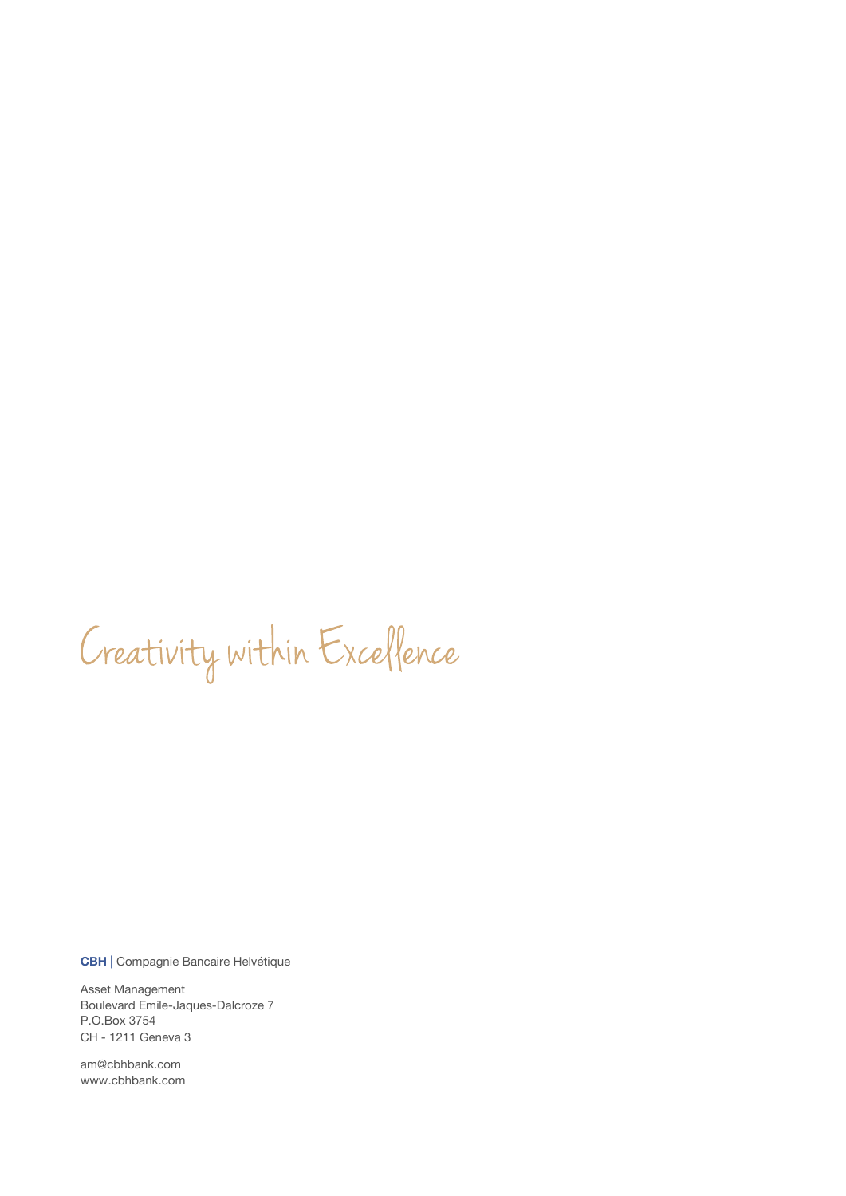Creativity within Excellence

**CBH** | Compagnie Bancaire Helvétique

Asset Management
Boulevard Emile-Jaques-Dalcroze 7
P.O.Box 3754
CH - 1211 Geneva 3

am@cbhbank.com
www.cbhbank.com